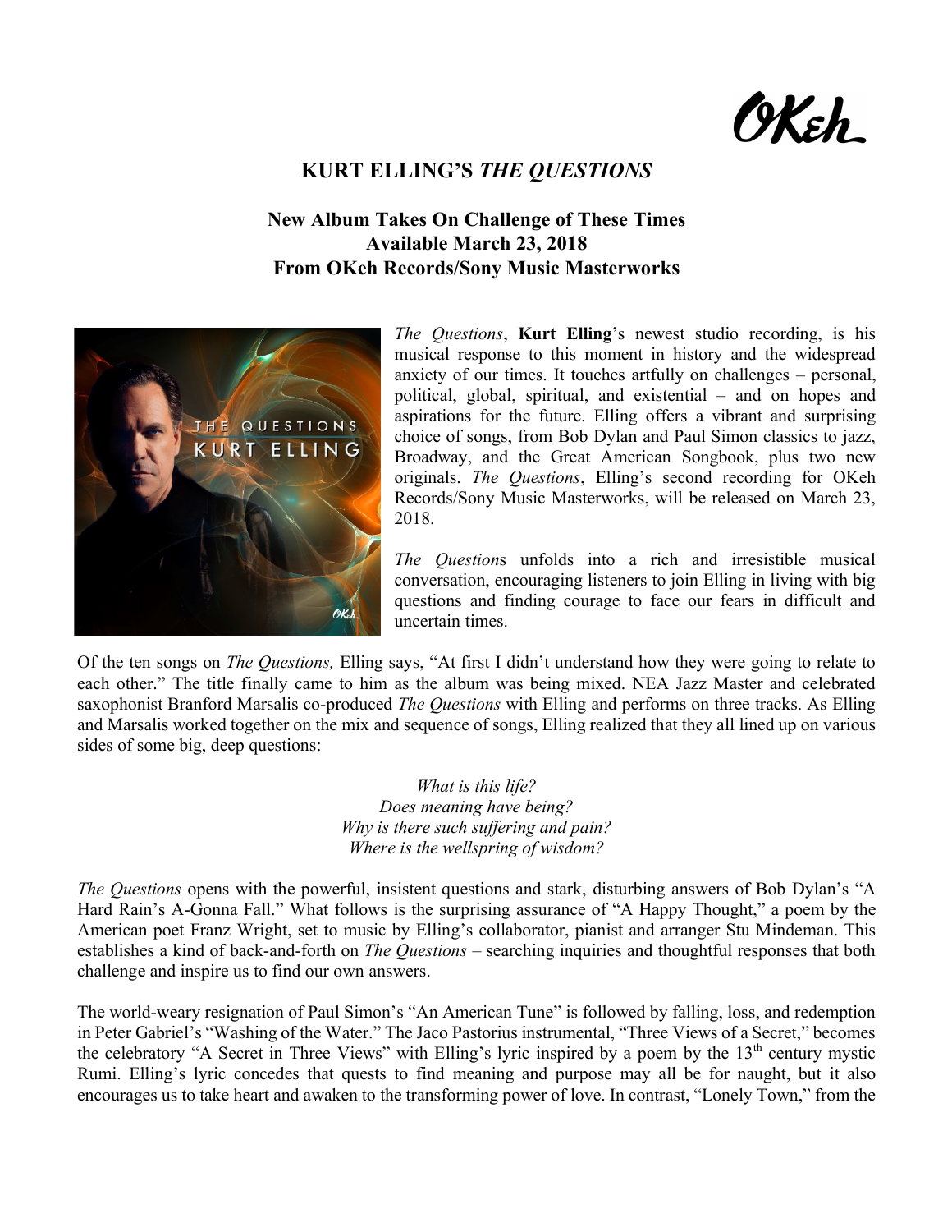OKeh

# KURT ELLING'S *THE QUESTIONS*

## New Album Takes On Challenge of These Times
## Available March 23, 2018
## From OKeh Records/Sony Music Masterworks

*The Questions*, **Kurt Elling**'s newest studio recording, is his musical response to this moment in history and the widespread anxiety of our times. It touches artfully on challenges – personal, political, global, spiritual, and existential – and on hopes and aspirations for the future. Elling offers a vibrant and surprising choice of songs, from Bob Dylan and Paul Simon classics to jazz, Broadway, and the Great American Songbook, plus two new originals. *The Questions*, Elling's second recording for OKeh Records/Sony Music Masterworks, will be released on March 23, 2018.

*The Question*s unfolds into a rich and irresistible musical conversation, encouraging listeners to join Elling in living with big questions and finding courage to face our fears in difficult and uncertain times.

Of the ten songs on *The Questions,* Elling says, "At first I didn't understand how they were going to relate to each other." The title finally came to him as the album was being mixed. NEA Jazz Master and celebrated saxophonist Branford Marsalis co-produced *The Questions* with Elling and performs on three tracks. As Elling and Marsalis worked together on the mix and sequence of songs, Elling realized that they all lined up on various sides of some big, deep questions:

*What is this life?*
*Does meaning have being?*
*Why is there such suffering and pain?*
*Where is the wellspring of wisdom?*

*The Questions* opens with the powerful, insistent questions and stark, disturbing answers of Bob Dylan's "A Hard Rain's A-Gonna Fall." What follows is the surprising assurance of "A Happy Thought," a poem by the American poet Franz Wright, set to music by Elling's collaborator, pianist and arranger Stu Mindeman. This establishes a kind of back-and-forth on *The Questions* – searching inquiries and thoughtful responses that both challenge and inspire us to find our own answers.

The world-weary resignation of Paul Simon's "An American Tune" is followed by falling, loss, and redemption in Peter Gabriel's "Washing of the Water." The Jaco Pastorius instrumental, "Three Views of a Secret," becomes the celebratory "A Secret in Three Views" with Elling's lyric inspired by a poem by the 13th century mystic Rumi. Elling's lyric concedes that quests to find meaning and purpose may all be for naught, but it also encourages us to take heart and awaken to the transforming power of love. In contrast, "Lonely Town," from the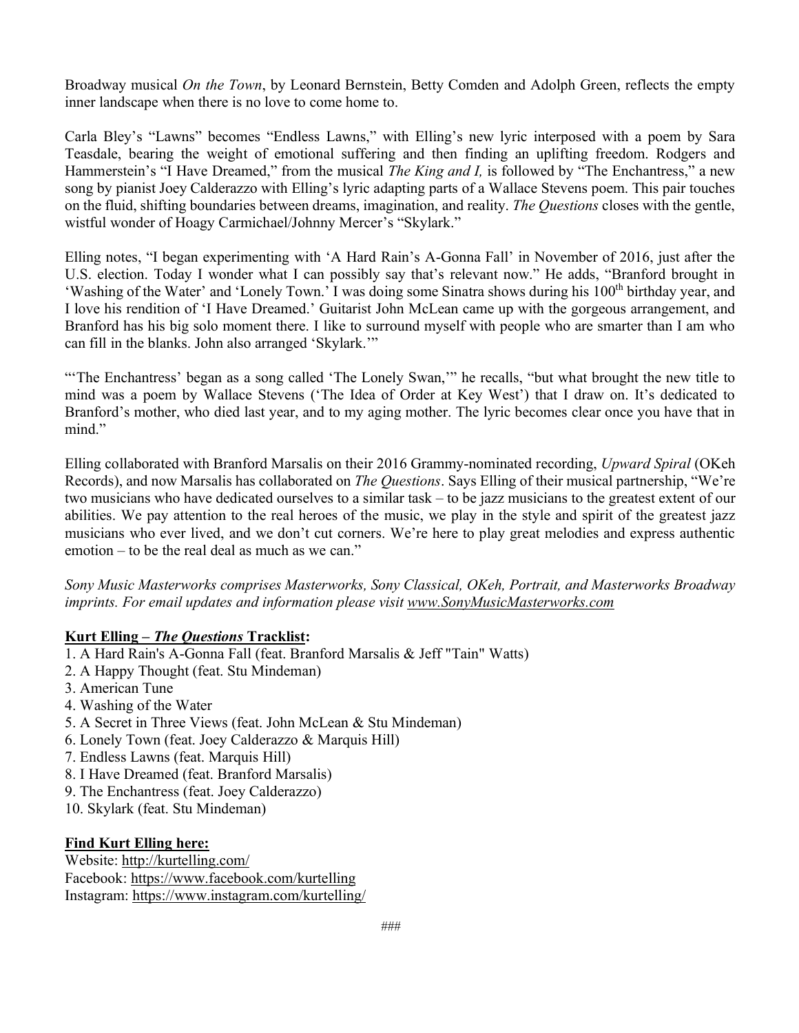Broadway musical *On the Town*, by Leonard Bernstein, Betty Comden and Adolph Green, reflects the empty inner landscape when there is no love to come home to.

Carla Bley's "Lawns" becomes "Endless Lawns," with Elling's new lyric interposed with a poem by Sara Teasdale, bearing the weight of emotional suffering and then finding an uplifting freedom. Rodgers and Hammerstein's "I Have Dreamed," from the musical *The King and I,* is followed by "The Enchantress," a new song by pianist Joey Calderazzo with Elling's lyric adapting parts of a Wallace Stevens poem. This pair touches on the fluid, shifting boundaries between dreams, imagination, and reality. *The Questions* closes with the gentle, wistful wonder of Hoagy Carmichael/Johnny Mercer's "Skylark."

Elling notes, "I began experimenting with 'A Hard Rain's A-Gonna Fall' in November of 2016, just after the U.S. election. Today I wonder what I can possibly say that's relevant now." He adds, "Branford brought in 'Washing of the Water' and 'Lonely Town.' I was doing some Sinatra shows during his 100th birthday year, and I love his rendition of 'I Have Dreamed.' Guitarist John McLean came up with the gorgeous arrangement, and Branford has his big solo moment there. I like to surround myself with people who are smarter than I am who can fill in the blanks. John also arranged 'Skylark.'"

"'The Enchantress' began as a song called 'The Lonely Swan,'" he recalls, "but what brought the new title to mind was a poem by Wallace Stevens ('The Idea of Order at Key West') that I draw on. It's dedicated to Branford's mother, who died last year, and to my aging mother. The lyric becomes clear once you have that in mind."

Elling collaborated with Branford Marsalis on their 2016 Grammy-nominated recording, *Upward Spiral* (OKeh Records), and now Marsalis has collaborated on *The Questions*. Says Elling of their musical partnership, "We're two musicians who have dedicated ourselves to a similar task – to be jazz musicians to the greatest extent of our abilities. We pay attention to the real heroes of the music, we play in the style and spirit of the greatest jazz musicians who ever lived, and we don't cut corners. We're here to play great melodies and express authentic emotion – to be the real deal as much as we can."

*Sony Music Masterworks comprises Masterworks, Sony Classical, OKeh, Portrait, and Masterworks Broadway imprints. For email updates and information please visit www.SonyMusicMasterworks.com*

**Kurt Elling – *The Questions* Tracklist:**

1. A Hard Rain's A-Gonna Fall (feat. Branford Marsalis & Jeff "Tain" Watts)
2. A Happy Thought (feat. Stu Mindeman)
3. American Tune
4. Washing of the Water
5. A Secret in Three Views (feat. John McLean & Stu Mindeman)
6. Lonely Town (feat. Joey Calderazzo & Marquis Hill)
7. Endless Lawns (feat. Marquis Hill)
8. I Have Dreamed (feat. Branford Marsalis)
9. The Enchantress (feat. Joey Calderazzo)
10. Skylark (feat. Stu Mindeman)

**Find Kurt Elling here:**

Website: http://kurtelling.com/
Facebook: https://www.facebook.com/kurtelling
Instagram: https://www.instagram.com/kurtelling/

###